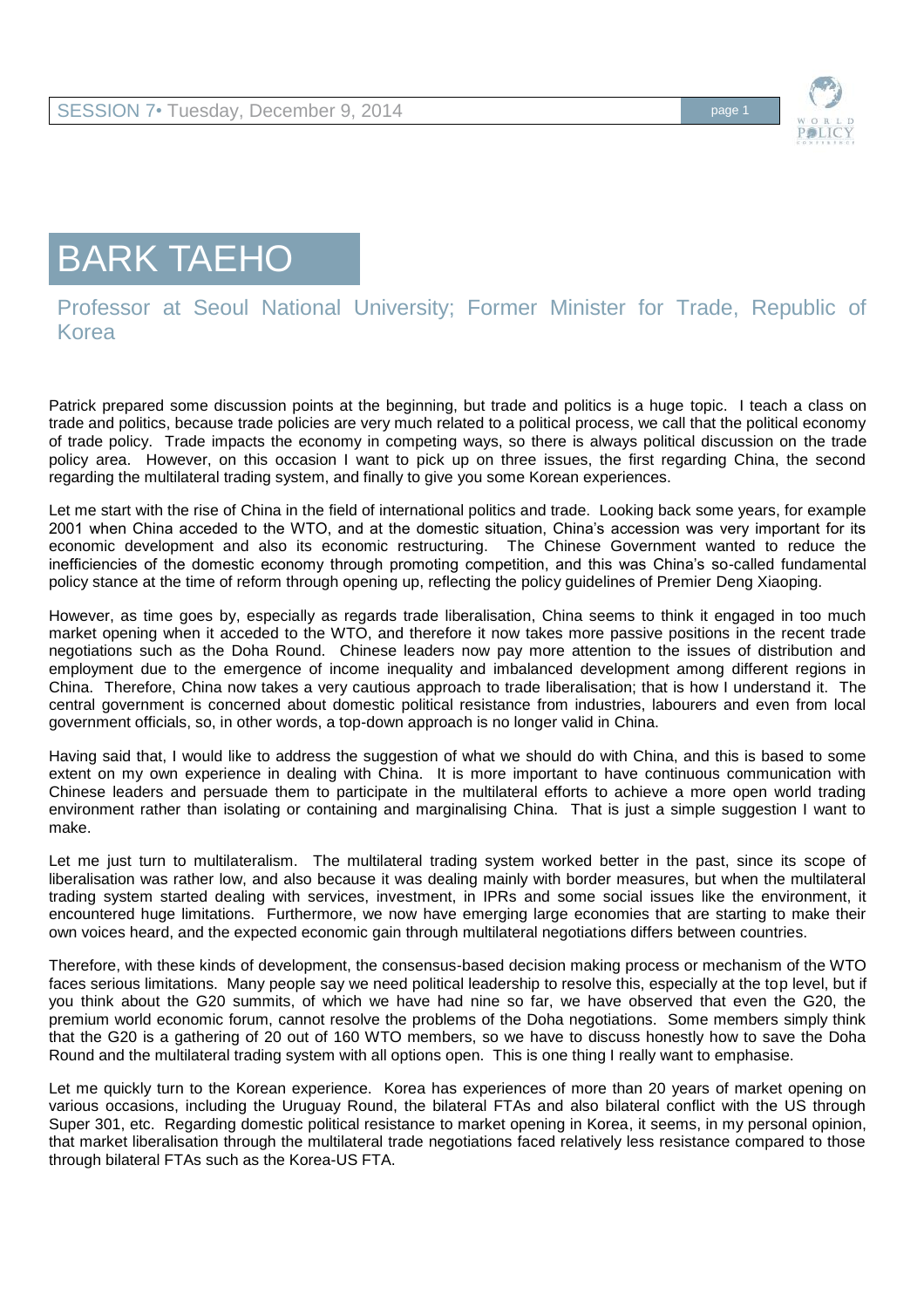# BARK TAEHO

## Professor at Seoul National University; Former Minister for Trade, Republic of Korea

Patrick prepared some discussion points at the beginning, but trade and politics is a huge topic. I teach a class on trade and politics, because trade policies are very much related to a political process, we call that the political economy of trade policy. Trade impacts the economy in competing ways, so there is always political discussion on the trade policy area. However, on this occasion I want to pick up on three issues, the first regarding China, the second regarding the multilateral trading system, and finally to give you some Korean experiences.

Let me start with the rise of China in the field of international politics and trade. Looking back some years, for example 2001 when China acceded to the WTO, and at the domestic situation, China's accession was very important for its economic development and also its economic restructuring. The Chinese Government wanted to reduce the inefficiencies of the domestic economy through promoting competition, and this was China's so-called fundamental policy stance at the time of reform through opening up, reflecting the policy guidelines of Premier Deng Xiaoping.

However, as time goes by, especially as regards trade liberalisation, China seems to think it engaged in too much market opening when it acceded to the WTO, and therefore it now takes more passive positions in the recent trade negotiations such as the Doha Round. Chinese leaders now pay more attention to the issues of distribution and employment due to the emergence of income inequality and imbalanced development among different regions in China. Therefore, China now takes a very cautious approach to trade liberalisation; that is how I understand it. The central government is concerned about domestic political resistance from industries, labourers and even from local government officials, so, in other words, a top-down approach is no longer valid in China.

Having said that, I would like to address the suggestion of what we should do with China, and this is based to some extent on my own experience in dealing with China. It is more important to have continuous communication with Chinese leaders and persuade them to participate in the multilateral efforts to achieve a more open world trading environment rather than isolating or containing and marginalising China. That is just a simple suggestion I want to make.

Let me just turn to multilateralism. The multilateral trading system worked better in the past, since its scope of liberalisation was rather low, and also because it was dealing mainly with border measures, but when the multilateral trading system started dealing with services, investment, in IPRs and some social issues like the environment, it encountered huge limitations. Furthermore, we now have emerging large economies that are starting to make their own voices heard, and the expected economic gain through multilateral negotiations differs between countries.

Therefore, with these kinds of development, the consensus-based decision making process or mechanism of the WTO faces serious limitations. Many people say we need political leadership to resolve this, especially at the top level, but if you think about the G20 summits, of which we have had nine so far, we have observed that even the G20, the premium world economic forum, cannot resolve the problems of the Doha negotiations. Some members simply think that the G20 is a gathering of 20 out of 160 WTO members, so we have to discuss honestly how to save the Doha Round and the multilateral trading system with all options open. This is one thing I really want to emphasise.

Let me quickly turn to the Korean experience. Korea has experiences of more than 20 years of market opening on various occasions, including the Uruguay Round, the bilateral FTAs and also bilateral conflict with the US through Super 301, etc. Regarding domestic political resistance to market opening in Korea, it seems, in my personal opinion, that market liberalisation through the multilateral trade negotiations faced relatively less resistance compared to those through bilateral FTAs such as the Korea-US FTA.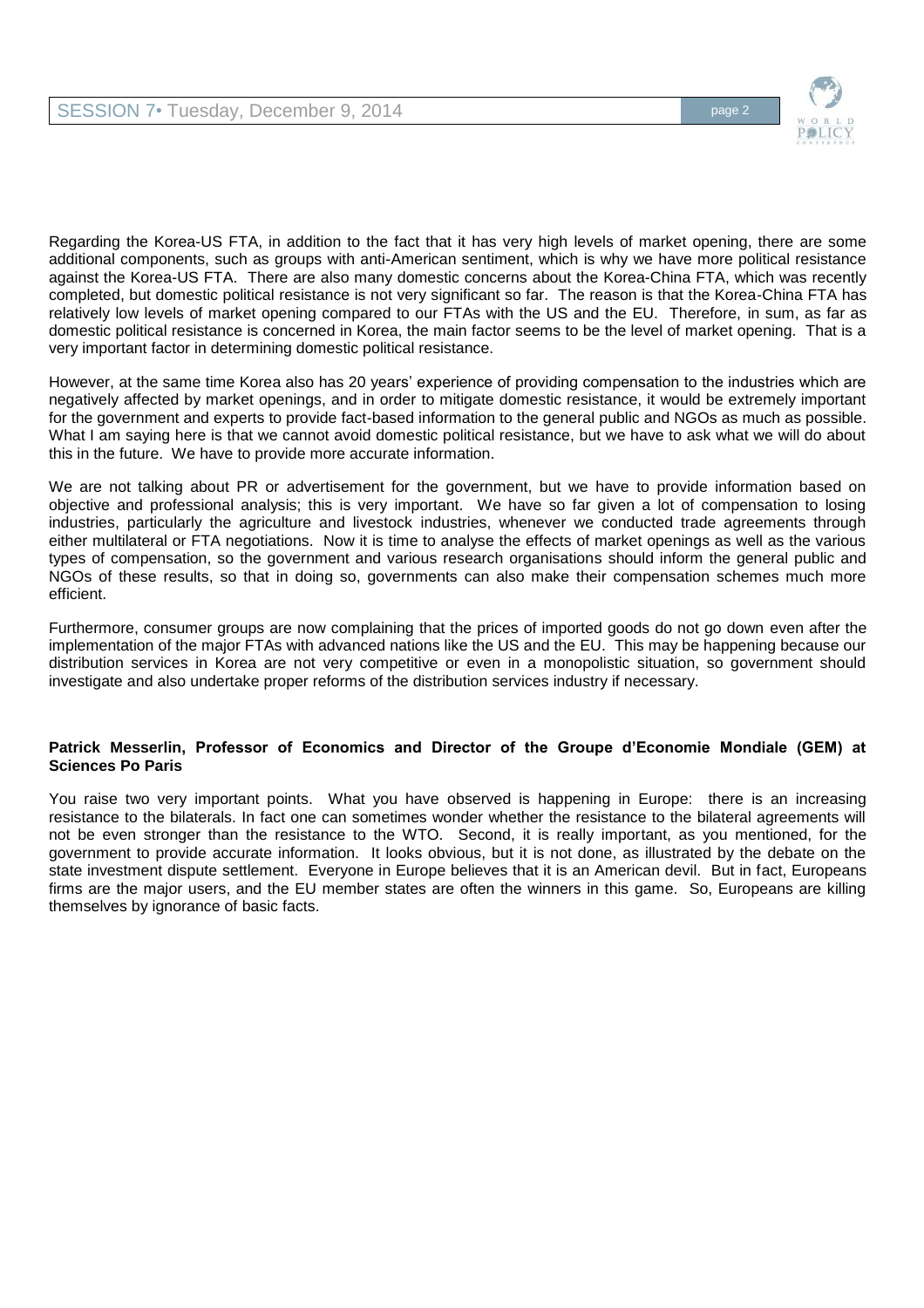Regarding the Korea-US FTA, in addition to the fact that it has very high levels of market opening, there are some additional components, such as groups with anti-American sentiment, which is why we have more political resistance against the Korea-US FTA. There are also many domestic concerns about the Korea-China FTA, which was recently completed, but domestic political resistance is not very significant so far. The reason is that the Korea-China FTA has relatively low levels of market opening compared to our FTAs with the US and the EU. Therefore, in sum, as far as domestic political resistance is concerned in Korea, the main factor seems to be the level of market opening. That is a very important factor in determining domestic political resistance.

However, at the same time Korea also has 20 years' experience of providing compensation to the industries which are negatively affected by market openings, and in order to mitigate domestic resistance, it would be extremely important for the government and experts to provide fact-based information to the general public and NGOs as much as possible. What I am saying here is that we cannot avoid domestic political resistance, but we have to ask what we will do about this in the future. We have to provide more accurate information.

We are not talking about PR or advertisement for the government, but we have to provide information based on objective and professional analysis; this is very important. We have so far given a lot of compensation to losing industries, particularly the agriculture and livestock industries, whenever we conducted trade agreements through either multilateral or FTA negotiations. Now it is time to analyse the effects of market openings as well as the various types of compensation, so the government and various research organisations should inform the general public and NGOs of these results, so that in doing so, governments can also make their compensation schemes much more efficient.

Furthermore, consumer groups are now complaining that the prices of imported goods do not go down even after the implementation of the major FTAs with advanced nations like the US and the EU. This may be happening because our distribution services in Korea are not very competitive or even in a monopolistic situation, so government should investigate and also undertake proper reforms of the distribution services industry if necessary.

**Patrick Messerlin, Professor of Economics and Director of the Groupe d'Economie Mondiale (GEM) at Sciences Po Paris**

You raise two very important points. What you have observed is happening in Europe: there is an increasing resistance to the bilaterals. In fact one can sometimes wonder whether the resistance to the bilateral agreements will not be even stronger than the resistance to the WTO. Second, it is really important, as you mentioned, for the government to provide accurate information. It looks obvious, but it is not done, as illustrated by the debate on the state investment dispute settlement. Everyone in Europe believes that it is an American devil. But in fact, Europeans firms are the major users, and the EU member states are often the winners in this game. So, Europeans are killing themselves by ignorance of basic facts.